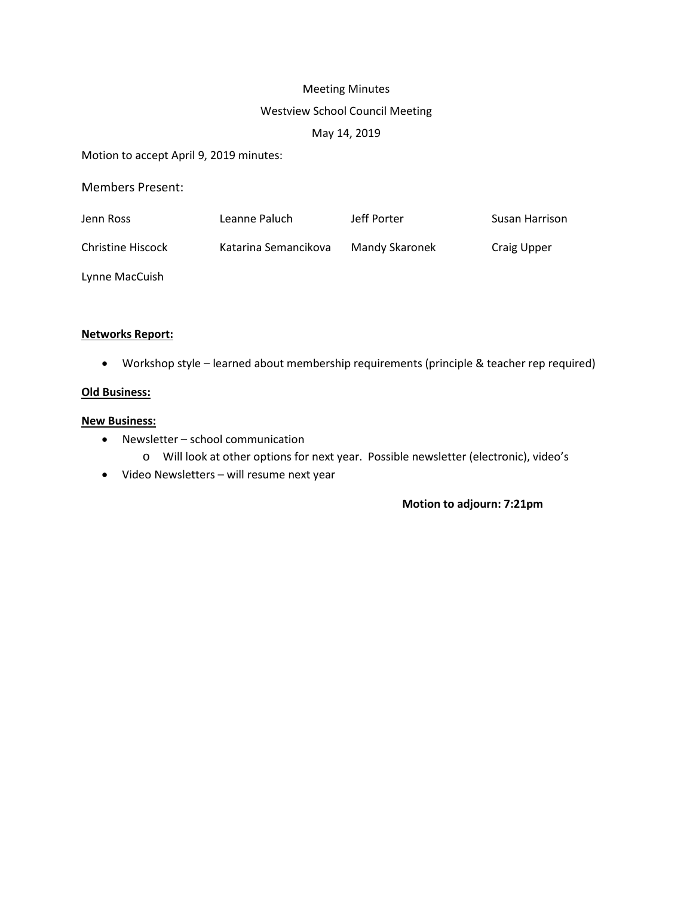Meeting Minutes

Westview School Council Meeting

May 14, 2019

Motion to accept April 9, 2019 minutes:

Members Present:

| Jenn Ross | Leanne Paluch | Jeff Porter | Susan Harrison |
|---|---|---|---|
| Christine Hiscock | Katarina Semancikova | Mandy Skaronek | Craig Upper |
| Lynne MacCuish | | | |

**<u>Networks Report:</u>**

- Workshop style – learned about membership requirements (principle & teacher rep required)

**<u>Old Business:</u>**

**<u>New Business:</u>**

- Newsletter – school communication
    - Will look at other options for next year. Possible newsletter (electronic), video's
- Video Newsletters – will resume next year

**Motion to adjourn: 7:21pm**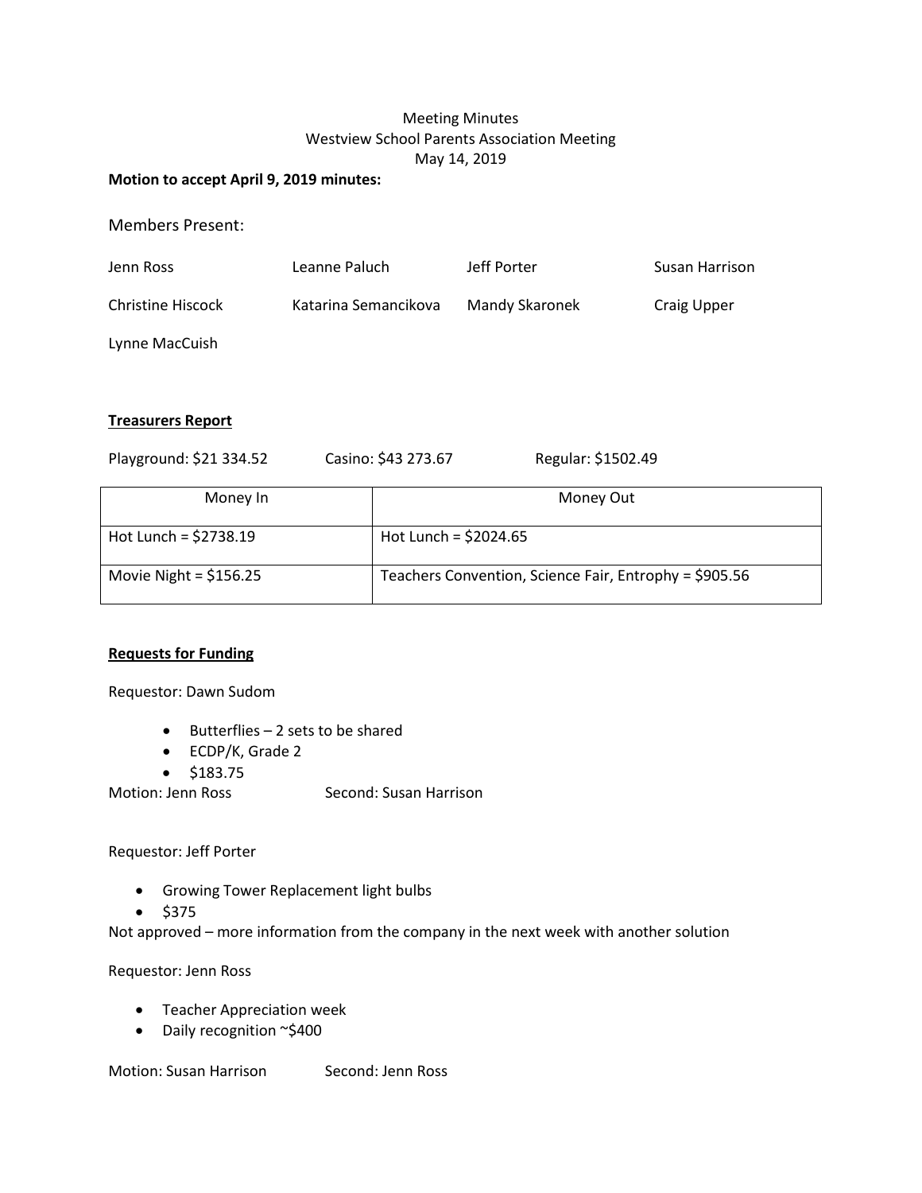Meeting Minutes
Westview School Parents Association Meeting
May 14, 2019

**Motion to accept April 9, 2019 minutes:**

Members Present:

| | | | |
|---|---|---|---|
| Jenn Ross | Leanne Paluch | Jeff Porter | Susan Harrison |
| Christine Hiscock | Katarina Semancikova | Mandy Skaronek | Craig Upper |
| Lynne MacCuish | | | |

**Treasurers Report**

Playground: $21 334.52 Casino: $43 273.67 Regular: $1502.49

| Money In | Money Out |
|---|---|
| Hot Lunch = $2738.19 | Hot Lunch = $2024.65 |
| Movie Night = $156.25 | Teachers Convention, Science Fair, Entrophy = $905.56 |

**Requests for Funding**

Requestor: Dawn Sudom

- Butterflies – 2 sets to be shared
- ECDP/K, Grade 2
- $183.75

Motion: Jenn Ross Second: Susan Harrison

Requestor: Jeff Porter

- Growing Tower Replacement light bulbs
- $375

Not approved – more information from the company in the next week with another solution

Requestor: Jenn Ross

- Teacher Appreciation week
- Daily recognition ~$400

Motion: Susan Harrison Second: Jenn Ross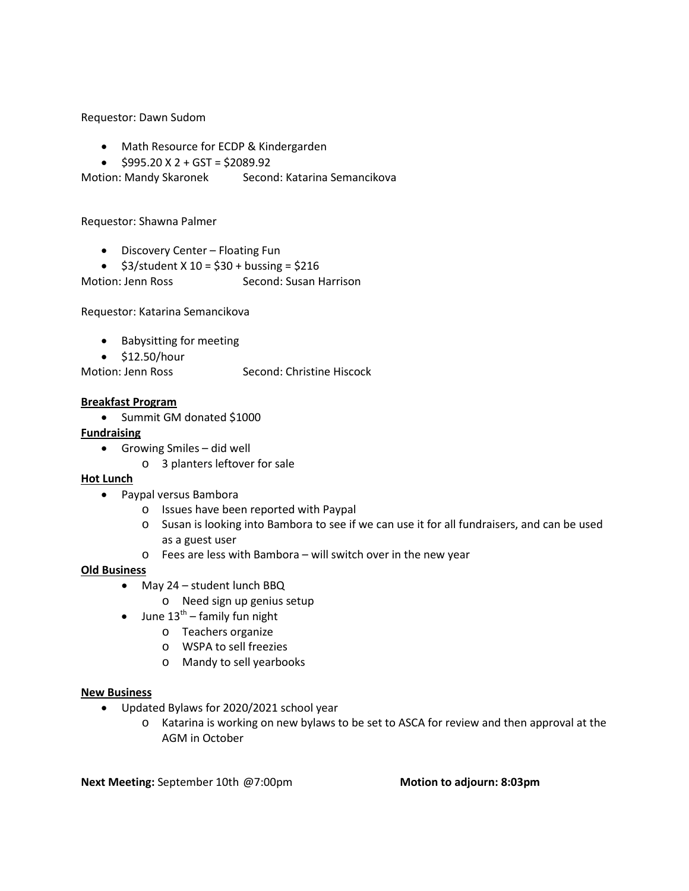Requestor: Dawn Sudom

- Math Resource for ECDP & Kindergarden
- $995.20 X 2 + GST = $2089.92

Motion: Mandy Skaronek  Second: Katarina Semancikova

Requestor: Shawna Palmer

- Discovery Center – Floating Fun
- $3/student X 10 = $30 + bussing = $216

Motion: Jenn Ross  Second: Susan Harrison

Requestor: Katarina Semancikova

- Babysitting for meeting
- $12.50/hour

Motion: Jenn Ross  Second: Christine Hiscock

**Breakfast Program**

- Summit GM donated $1000

**Fundraising**

- Growing Smiles – did well
  - 3 planters leftover for sale

**Hot Lunch**

- Paypal versus Bambora
  - Issues have been reported with Paypal
  - Susan is looking into Bambora to see if we can use it for all fundraisers, and can be used as a guest user
  - Fees are less with Bambora – will switch over in the new year

**Old Business**

- May 24 – student lunch BBQ
  - Need sign up genius setup
- June 13th – family fun night
  - Teachers organize
  - WSPA to sell freezies
  - Mandy to sell yearbooks

**New Business**

- Updated Bylaws for 2020/2021 school year
  - Katarina is working on new bylaws to be set to ASCA for review and then approval at the AGM in October

**Next Meeting:** September 10th @7:00pm  **Motion to adjourn: 8:03pm**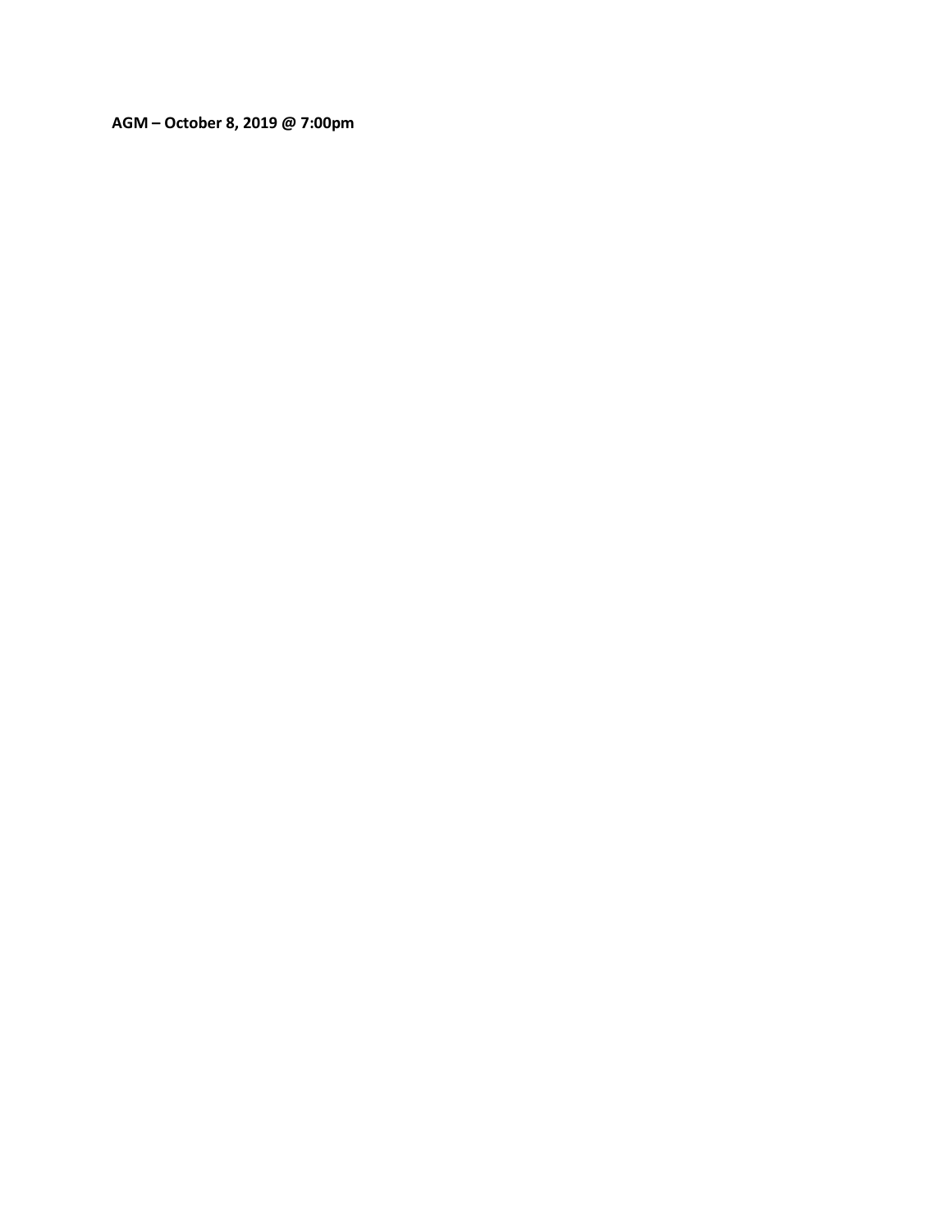**AGM – October 8, 2019 @ 7:00pm**